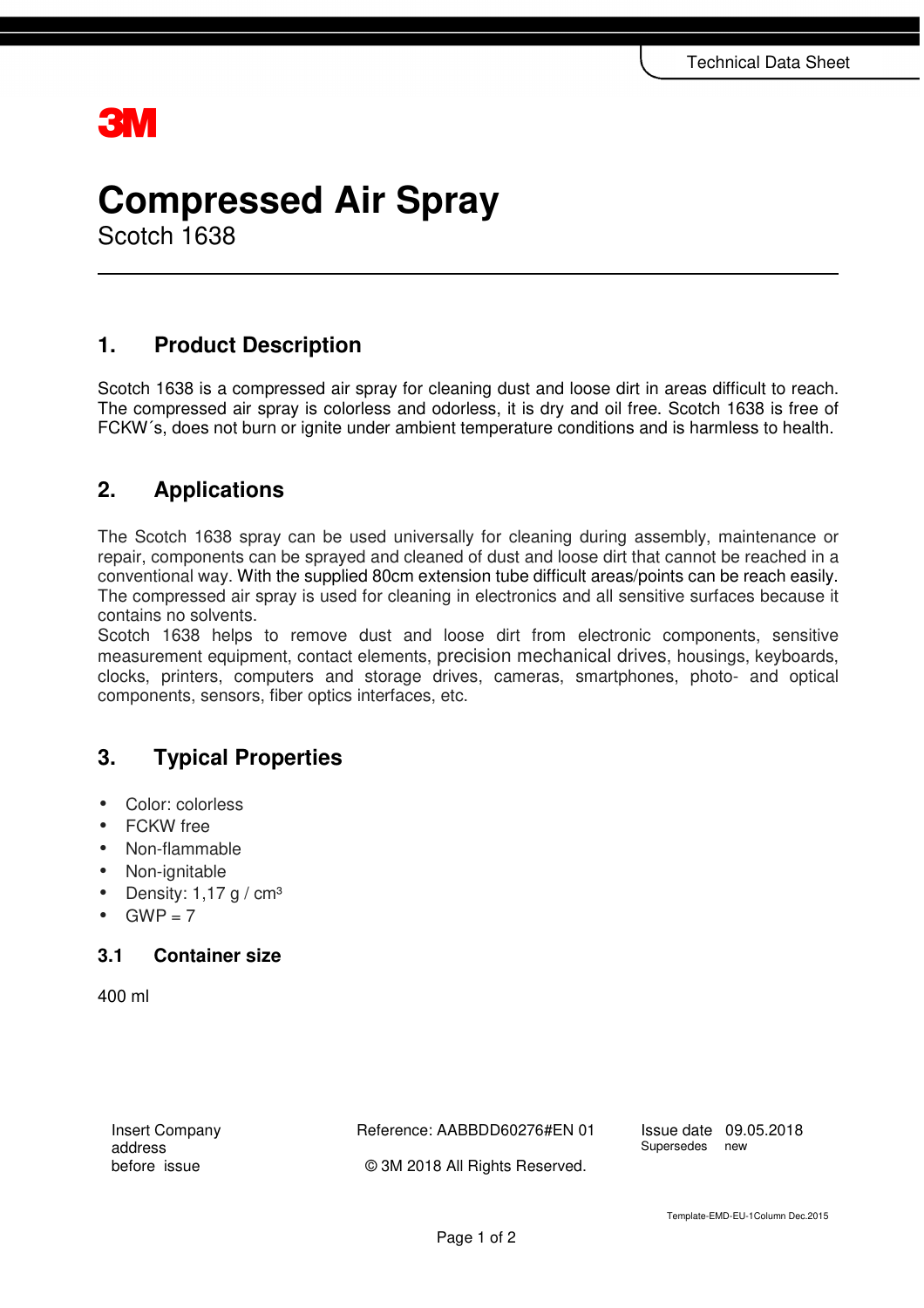Technical Data Sheet

3M

# Compressed Air Spray

Scotch 1638

## 1. Product Description

Scotch 1638 is a compressed air spray for cleaning dust and loose dirt in areas difficult to reach. The compressed air spray is colorless and odorless, it is dry and oil free. Scotch 1638 is free of FCKW´s, does not burn or ignite under ambient temperature conditions and is harmless to health.

## 2. Applications

The Scotch 1638 spray can be used universally for cleaning during assembly, maintenance or repair, components can be sprayed and cleaned of dust and loose dirt that cannot be reached in a conventional way. With the supplied 80cm extension tube difficult areas/points can be reach easily. The compressed air spray is used for cleaning in electronics and all sensitive surfaces because it contains no solvents.
Scotch 1638 helps to remove dust and loose dirt from electronic components, sensitive measurement equipment, contact elements, precision mechanical drives, housings, keyboards, clocks, printers, computers and storage drives, cameras, smartphones, photo- and optical components, sensors, fiber optics interfaces, etc.

## 3. Typical Properties

- Color: colorless
- FCKW free
- Non-flammable
- Non-ignitable
- Density: 1,17 g / $cm^3$
- GWP = 7

### 3.1 Container size

400 ml

Insert Company address before issue

Reference: AABBDD60276#EN 01

© 3M 2018 All Rights Reserved.

Issue date 09.05.2018
Supersedes new

Template-EMD-EU-1Column Dec.2015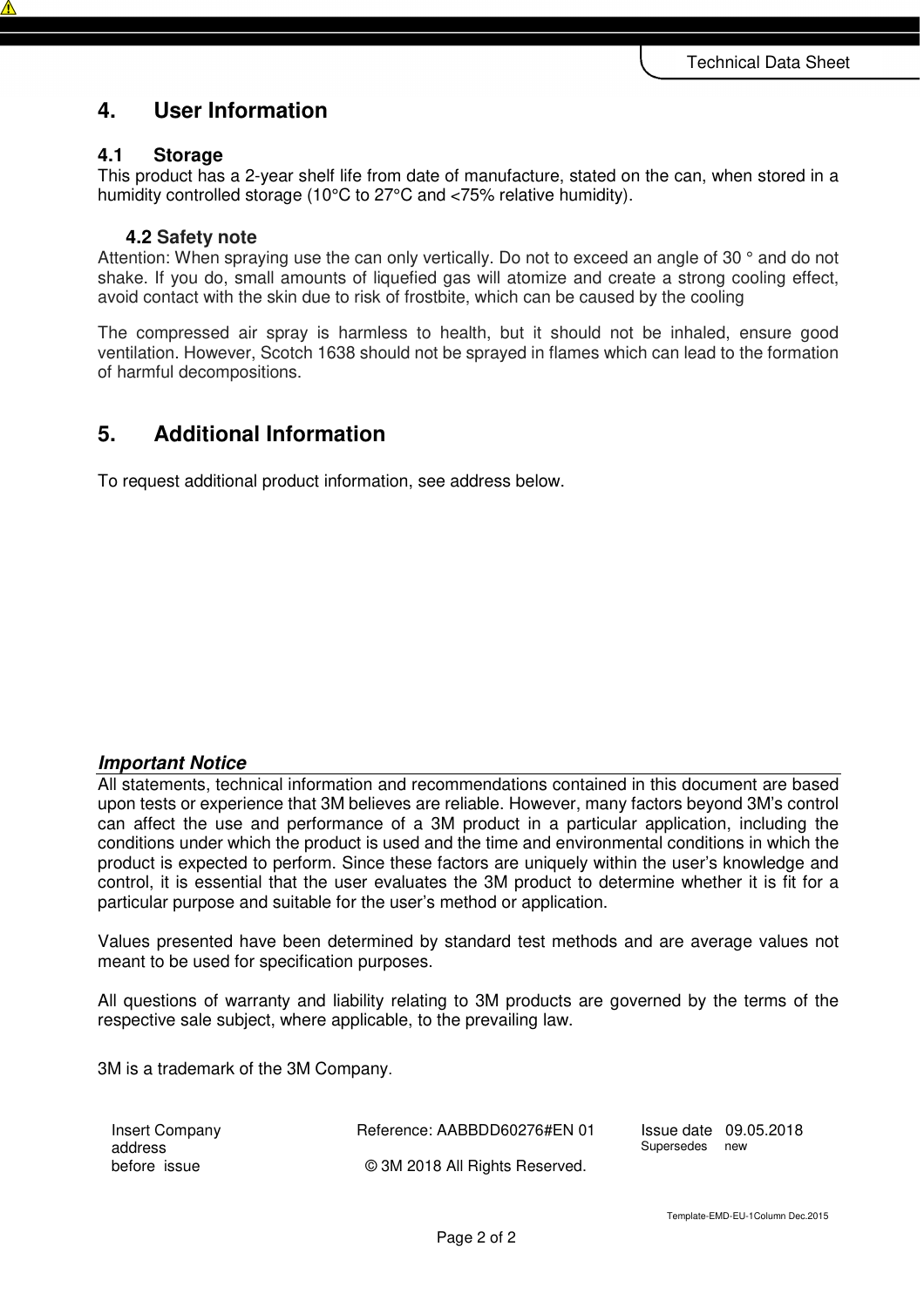## 4. User Information

### 4.1 Storage

This product has a 2-year shelf life from date of manufacture, stated on the can, when stored in a humidity controlled storage (10°C to 27°C and <75% relative humidity).

### 4.2 Safety note

Attention: When spraying use the can only vertically. Do not to exceed an angle of 30 ° and do not shake. If you do, small amounts of liquefied gas will atomize and create a strong cooling effect, avoid contact with the skin due to risk of frostbite, which can be caused by the cooling

The compressed air spray is harmless to health, but it should not be inhaled, ensure good ventilation. However, Scotch 1638 should not be sprayed in flames which can lead to the formation of harmful decompositions.

## 5. Additional Information

To request additional product information, see address below.

***Important Notice***

All statements, technical information and recommendations contained in this document are based upon tests or experience that 3M believes are reliable. However, many factors beyond 3M's control can affect the use and performance of a 3M product in a particular application, including the conditions under which the product is used and the time and environmental conditions in which the product is expected to perform. Since these factors are uniquely within the user's knowledge and control, it is essential that the user evaluates the 3M product to determine whether it is fit for a particular purpose and suitable for the user's method or application.

Values presented have been determined by standard test methods and are average values not meant to be used for specification purposes.

All questions of warranty and liability relating to 3M products are governed by the terms of the respective sale subject, where applicable, to the prevailing law.

3M is a trademark of the 3M Company.

Insert Company address before issue

Reference: AABBDD60276#EN 01

© 3M 2018 All Rights Reserved.

Issue date 09.05.2018
Supersedes new

Template-EMD-EU-1Column Dec.2015